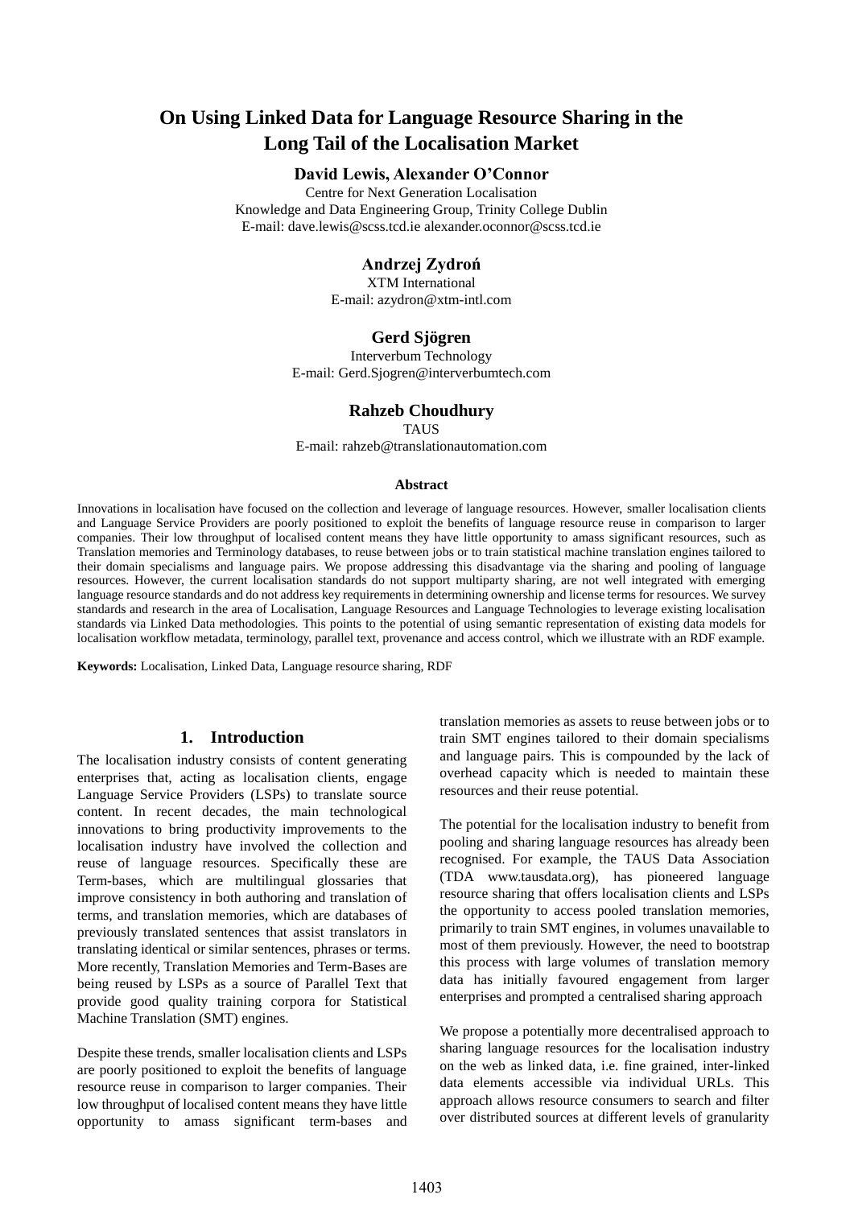# On Using Linked Data for Language Resource Sharing in the Long Tail of the Localisation Market

**David Lewis, Alexander O'Connor**

Centre for Next Generation Localisation
Knowledge and Data Engineering Group, Trinity College Dublin
E-mail: dave.lewis@scss.tcd.ie alexander.oconnor@scss.tcd.ie

**Andrzej Zydroń**

XTM International
E-mail: azydron@xtm-intl.com

**Gerd Sjögren**

Interverbum Technology
E-mail: Gerd.Sjogren@interverbumtech.com

**Rahzeb Choudhury**

TAUS
E-mail: rahzeb@translationautomation.com

### Abstract

Innovations in localisation have focused on the collection and leverage of language resources. However, smaller localisation clients and Language Service Providers are poorly positioned to exploit the benefits of language resource reuse in comparison to larger companies. Their low throughput of localised content means they have little opportunity to amass significant resources, such as Translation memories and Terminology databases, to reuse between jobs or to train statistical machine translation engines tailored to their domain specialisms and language pairs. We propose addressing this disadvantage via the sharing and pooling of language resources. However, the current localisation standards do not support multiparty sharing, are not well integrated with emerging language resource standards and do not address key requirements in determining ownership and license terms for resources. We survey standards and research in the area of Localisation, Language Resources and Language Technologies to leverage existing localisation standards via Linked Data methodologies. This points to the potential of using semantic representation of existing data models for localisation workflow metadata, terminology, parallel text, provenance and access control, which we illustrate with an RDF example.

**Keywords:** Localisation, Linked Data, Language resource sharing, RDF

## 1. Introduction

The localisation industry consists of content generating enterprises that, acting as localisation clients, engage Language Service Providers (LSPs) to translate source content. In recent decades, the main technological innovations to bring productivity improvements to the localisation industry have involved the collection and reuse of language resources. Specifically these are Term-bases, which are multilingual glossaries that improve consistency in both authoring and translation of terms, and translation memories, which are databases of previously translated sentences that assist translators in translating identical or similar sentences, phrases or terms. More recently, Translation Memories and Term-Bases are being reused by LSPs as a source of Parallel Text that provide good quality training corpora for Statistical Machine Translation (SMT) engines.

Despite these trends, smaller localisation clients and LSPs are poorly positioned to exploit the benefits of language resource reuse in comparison to larger companies. Their low throughput of localised content means they have little opportunity to amass significant term-bases and translation memories as assets to reuse between jobs or to train SMT engines tailored to their domain specialisms and language pairs. This is compounded by the lack of overhead capacity which is needed to maintain these resources and their reuse potential.

The potential for the localisation industry to benefit from pooling and sharing language resources has already been recognised. For example, the TAUS Data Association (TDA www.tausdata.org), has pioneered language resource sharing that offers localisation clients and LSPs the opportunity to access pooled translation memories, primarily to train SMT engines, in volumes unavailable to most of them previously. However, the need to bootstrap this process with large volumes of translation memory data has initially favoured engagement from larger enterprises and prompted a centralised sharing approach

We propose a potentially more decentralised approach to sharing language resources for the localisation industry on the web as linked data, i.e. fine grained, inter-linked data elements accessible via individual URLs. This approach allows resource consumers to search and filter over distributed sources at different levels of granularity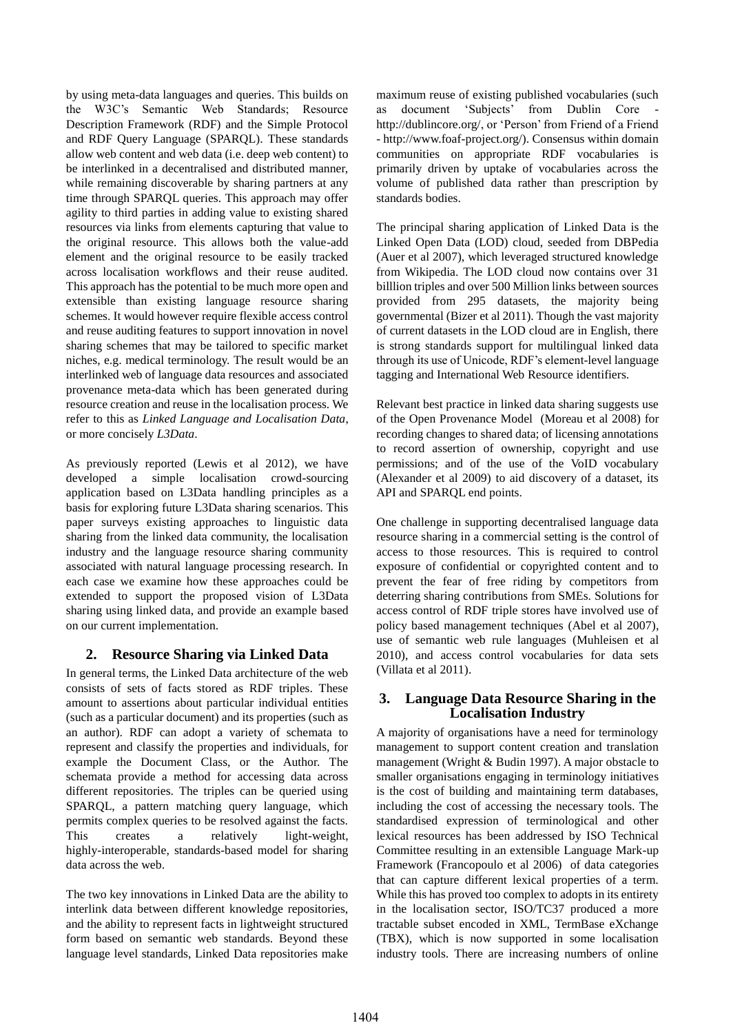by using meta-data languages and queries. This builds on the W3C's Semantic Web Standards; Resource Description Framework (RDF) and the Simple Protocol and RDF Query Language (SPARQL). These standards allow web content and web data (i.e. deep web content) to be interlinked in a decentralised and distributed manner, while remaining discoverable by sharing partners at any time through SPARQL queries. This approach may offer agility to third parties in adding value to existing shared resources via links from elements capturing that value to the original resource. This allows both the value-add element and the original resource to be easily tracked across localisation workflows and their reuse audited. This approach has the potential to be much more open and extensible than existing language resource sharing schemes. It would however require flexible access control and reuse auditing features to support innovation in novel sharing schemes that may be tailored to specific market niches, e.g. medical terminology. The result would be an interlinked web of language data resources and associated provenance meta-data which has been generated during resource creation and reuse in the localisation process. We refer to this as *Linked Language and Localisation Data*, or more concisely *L3Data*.

As previously reported (Lewis et al 2012), we have developed a simple localisation crowd-sourcing application based on L3Data handling principles as a basis for exploring future L3Data sharing scenarios. This paper surveys existing approaches to linguistic data sharing from the linked data community, the localisation industry and the language resource sharing community associated with natural language processing research. In each case we examine how these approaches could be extended to support the proposed vision of L3Data sharing using linked data, and provide an example based on our current implementation.

## 2. Resource Sharing via Linked Data

In general terms, the Linked Data architecture of the web consists of sets of facts stored as RDF triples. These amount to assertions about particular individual entities (such as a particular document) and its properties (such as an author). RDF can adopt a variety of schemata to represent and classify the properties and individuals, for example the Document Class, or the Author. The schemata provide a method for accessing data across different repositories. The triples can be queried using SPARQL, a pattern matching query language, which permits complex queries to be resolved against the facts. This creates a relatively light-weight, highly-interoperable, standards-based model for sharing data across the web.

The two key innovations in Linked Data are the ability to interlink data between different knowledge repositories, and the ability to represent facts in lightweight structured form based on semantic web standards. Beyond these language level standards, Linked Data repositories make maximum reuse of existing published vocabularies (such as document 'Subjects' from Dublin Core - http://dublincore.org/, or 'Person' from Friend of a Friend - http://www.foaf-project.org/). Consensus within domain communities on appropriate RDF vocabularies is primarily driven by uptake of vocabularies across the volume of published data rather than prescription by standards bodies.

The principal sharing application of Linked Data is the Linked Open Data (LOD) cloud, seeded from DBPedia (Auer et al 2007), which leveraged structured knowledge from Wikipedia. The LOD cloud now contains over 31 billlion triples and over 500 Million links between sources provided from 295 datasets, the majority being governmental (Bizer et al 2011). Though the vast majority of current datasets in the LOD cloud are in English, there is strong standards support for multilingual linked data through its use of Unicode, RDF's element-level language tagging and International Web Resource identifiers.

Relevant best practice in linked data sharing suggests use of the Open Provenance Model (Moreau et al 2008) for recording changes to shared data; of licensing annotations to record assertion of ownership, copyright and use permissions; and of the use of the VoID vocabulary (Alexander et al 2009) to aid discovery of a dataset, its API and SPARQL end points.

One challenge in supporting decentralised language data resource sharing in a commercial setting is the control of access to those resources. This is required to control exposure of confidential or copyrighted content and to prevent the fear of free riding by competitors from deterring sharing contributions from SMEs. Solutions for access control of RDF triple stores have involved use of policy based management techniques (Abel et al 2007), use of semantic web rule languages (Muhleisen et al 2010), and access control vocabularies for data sets (Villata et al 2011).

## 3. Language Data Resource Sharing in the Localisation Industry

A majority of organisations have a need for terminology management to support content creation and translation management (Wright & Budin 1997). A major obstacle to smaller organisations engaging in terminology initiatives is the cost of building and maintaining term databases, including the cost of accessing the necessary tools. The standardised expression of terminological and other lexical resources has been addressed by ISO Technical Committee resulting in an extensible Language Mark-up Framework (Francopoulo et al 2006) of data categories that can capture different lexical properties of a term. While this has proved too complex to adopts in its entirety in the localisation sector, ISO/TC37 produced a more tractable subset encoded in XML, TermBase eXchange (TBX), which is now supported in some localisation industry tools. There are increasing numbers of online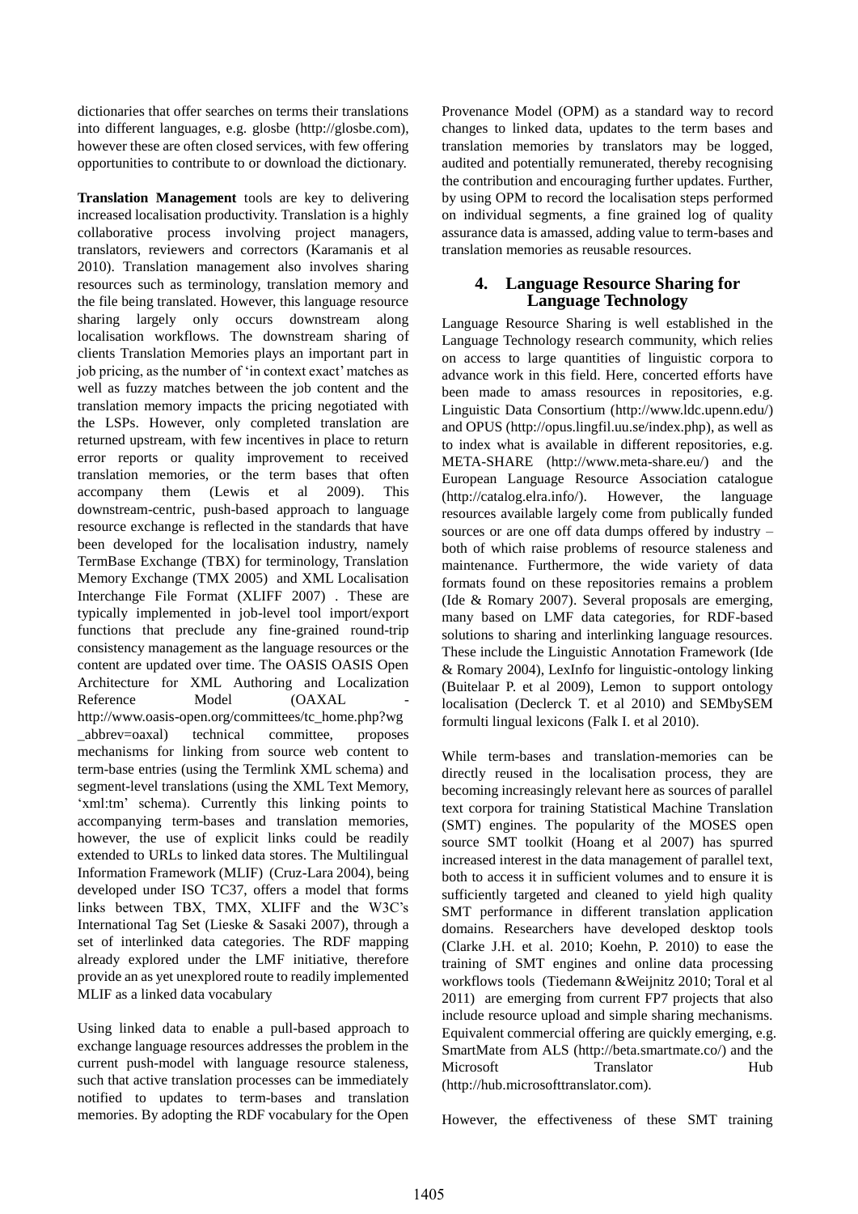dictionaries that offer searches on terms their translations into different languages, e.g. glosbe (http://glosbe.com), however these are often closed services, with few offering opportunities to contribute to or download the dictionary.

**Translation Management** tools are key to delivering increased localisation productivity. Translation is a highly collaborative process involving project managers, translators, reviewers and correctors (Karamanis et al 2010). Translation management also involves sharing resources such as terminology, translation memory and the file being translated. However, this language resource sharing largely only occurs downstream along localisation workflows. The downstream sharing of clients Translation Memories plays an important part in job pricing, as the number of 'in context exact' matches as well as fuzzy matches between the job content and the translation memory impacts the pricing negotiated with the LSPs. However, only completed translation are returned upstream, with few incentives in place to return error reports or quality improvement to received translation memories, or the term bases that often accompany them (Lewis et al 2009). This downstream-centric, push-based approach to language resource exchange is reflected in the standards that have been developed for the localisation industry, namely TermBase Exchange (TBX) for terminology, Translation Memory Exchange (TMX 2005) and XML Localisation Interchange File Format (XLIFF 2007) . These are typically implemented in job-level tool import/export functions that preclude any fine-grained round-trip consistency management as the language resources or the content are updated over time. The OASIS OASIS Open Architecture for XML Authoring and Localization Reference Model (OAXAL - http://www.oasis-open.org/committees/tc_home.php?wg_abbrev=oaxal) technical committee, proposes mechanisms for linking from source web content to term-base entries (using the Termlink XML schema) and segment-level translations (using the XML Text Memory, 'xml:tm' schema). Currently this linking points to accompanying term-bases and translation memories, however, the use of explicit links could be readily extended to URLs to linked data stores. The Multilingual Information Framework (MLIF) (Cruz-Lara 2004), being developed under ISO TC37, offers a model that forms links between TBX, TMX, XLIFF and the W3C's International Tag Set (Lieske & Sasaki 2007), through a set of interlinked data categories. The RDF mapping already explored under the LMF initiative, therefore provide an as yet unexplored route to readily implemented MLIF as a linked data vocabulary

Using linked data to enable a pull-based approach to exchange language resources addresses the problem in the current push-model with language resource staleness, such that active translation processes can be immediately notified to updates to term-bases and translation memories. By adopting the RDF vocabulary for the Open Provenance Model (OPM) as a standard way to record changes to linked data, updates to the term bases and translation memories by translators may be logged, audited and potentially remunerated, thereby recognising the contribution and encouraging further updates. Further, by using OPM to record the localisation steps performed on individual segments, a fine grained log of quality assurance data is amassed, adding value to term-bases and translation memories as reusable resources.

## 4. Language Resource Sharing for Language Technology

Language Resource Sharing is well established in the Language Technology research community, which relies on access to large quantities of linguistic corpora to advance work in this field. Here, concerted efforts have been made to amass resources in repositories, e.g. Linguistic Data Consortium (http://www.ldc.upenn.edu/) and OPUS (http://opus.lingfil.uu.se/index.php), as well as to index what is available in different repositories, e.g. META-SHARE (http://www.meta-share.eu/) and the European Language Resource Association catalogue (http://catalog.elra.info/). However, the language resources available largely come from publically funded sources or are one off data dumps offered by industry – both of which raise problems of resource staleness and maintenance. Furthermore, the wide variety of data formats found on these repositories remains a problem (Ide & Romary 2007). Several proposals are emerging, many based on LMF data categories, for RDF-based solutions to sharing and interlinking language resources. These include the Linguistic Annotation Framework (Ide & Romary 2004), LexInfo for linguistic-ontology linking (Buitelaar P. et al 2009), Lemon to support ontology localisation (Declerck T. et al 2010) and SEMbySEM formulti lingual lexicons (Falk I. et al 2010).

While term-bases and translation-memories can be directly reused in the localisation process, they are becoming increasingly relevant here as sources of parallel text corpora for training Statistical Machine Translation (SMT) engines. The popularity of the MOSES open source SMT toolkit (Hoang et al 2007) has spurred increased interest in the data management of parallel text, both to access it in sufficient volumes and to ensure it is sufficiently targeted and cleaned to yield high quality SMT performance in different translation application domains. Researchers have developed desktop tools (Clarke J.H. et al. 2010; Koehn, P. 2010) to ease the training of SMT engines and online data processing workflows tools (Tiedemann &Weijnitz 2010; Toral et al 2011) are emerging from current FP7 projects that also include resource upload and simple sharing mechanisms. Equivalent commercial offering are quickly emerging, e.g. SmartMate from ALS (http://beta.smartmate.co/) and the Microsoft Translator Hub (http://hub.microsofttranslator.com).

However, the effectiveness of these SMT training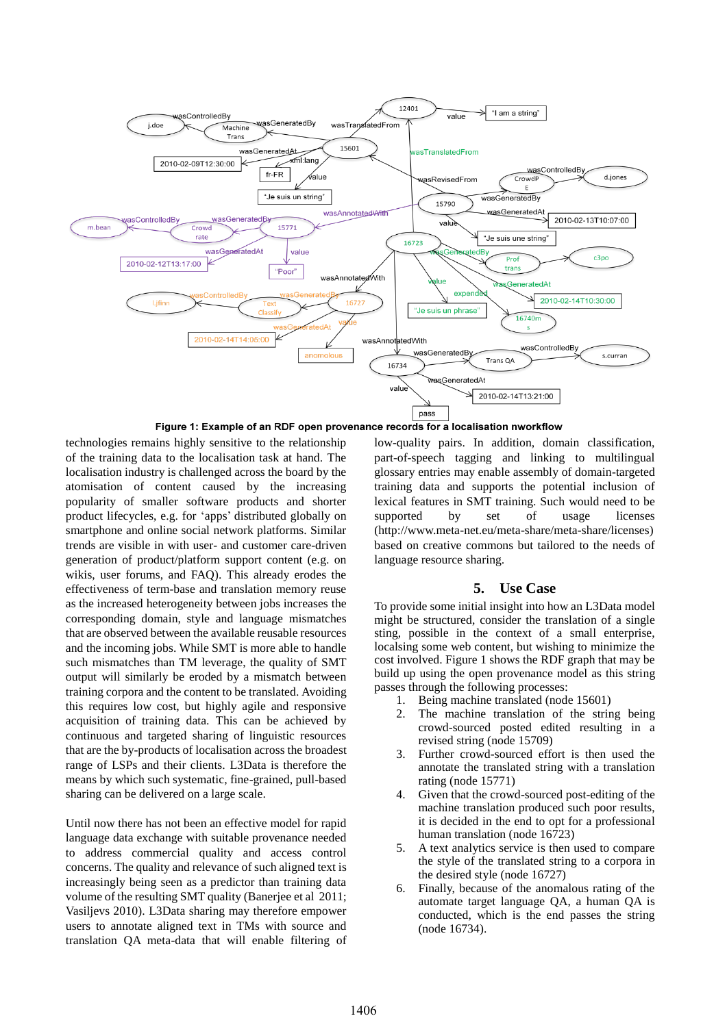**Figure 1: Example of an RDF open provenance records for a localisation nworkflow**

technologies remains highly sensitive to the relationship of the training data to the localisation task at hand. The localisation industry is challenged across the board by the atomisation of content caused by the increasing popularity of smaller software products and shorter product lifecycles, e.g. for 'apps' distributed globally on smartphone and online social network platforms. Similar trends are visible in with user- and customer care-driven generation of product/platform support content (e.g. on wikis, user forums, and FAQ). This already erodes the effectiveness of term-base and translation memory reuse as the increased heterogeneity between jobs increases the corresponding domain, style and language mismatches that are observed between the available reusable resources and the incoming jobs. While SMT is more able to handle such mismatches than TM leverage, the quality of SMT output will similarly be eroded by a mismatch between training corpora and the content to be translated. Avoiding this requires low cost, but highly agile and responsive acquisition of training data. This can be achieved by continuous and targeted sharing of linguistic resources that are the by-products of localisation across the broadest range of LSPs and their clients. L3Data is therefore the means by which such systematic, fine-grained, pull-based sharing can be delivered on a large scale.

Until now there has not been an effective model for rapid language data exchange with suitable provenance needed to address commercial quality and access control concerns. The quality and relevance of such aligned text is increasingly being seen as a predictor than training data volume of the resulting SMT quality (Banerjee et al 2011; Vasiljevs 2010). L3Data sharing may therefore empower users to annotate aligned text in TMs with source and translation QA meta-data that will enable filtering of low-quality pairs. In addition, domain classification, part-of-speech tagging and linking to multilingual glossary entries may enable assembly of domain-targeted training data and supports the potential inclusion of lexical features in SMT training. Such would need to be supported by set of usage licenses (http://www.meta-net.eu/meta-share/meta-share/licenses) based on creative commons but tailored to the needs of language resource sharing.

## 5. Use Case

To provide some initial insight into how an L3Data model might be structured, consider the translation of a single sting, possible in the context of a small enterprise, localsing some web content, but wishing to minimize the cost involved. Figure 1 shows the RDF graph that may be build up using the open provenance model as this string passes through the following processes:

1. Being machine translated (node 15601)
2. The machine translation of the string being crowd-sourced posted edited resulting in a revised string (node 15709)
3. Further crowd-sourced effort is then used to annotate the translated string with a translation rating (node 15771)
4. Given that the crowd-sourced post-editing of the machine translation produced such poor results, it is decided in the end to opt for a professional human translation (node 16723)
5. A text analytics service is then used to compare the style of the translated string to a corpora in the desired style (node 16727)
6. Finally, because of the anomalous rating of the automate target language QA, a human QA is conducted, which is the end passes the string (node 16734).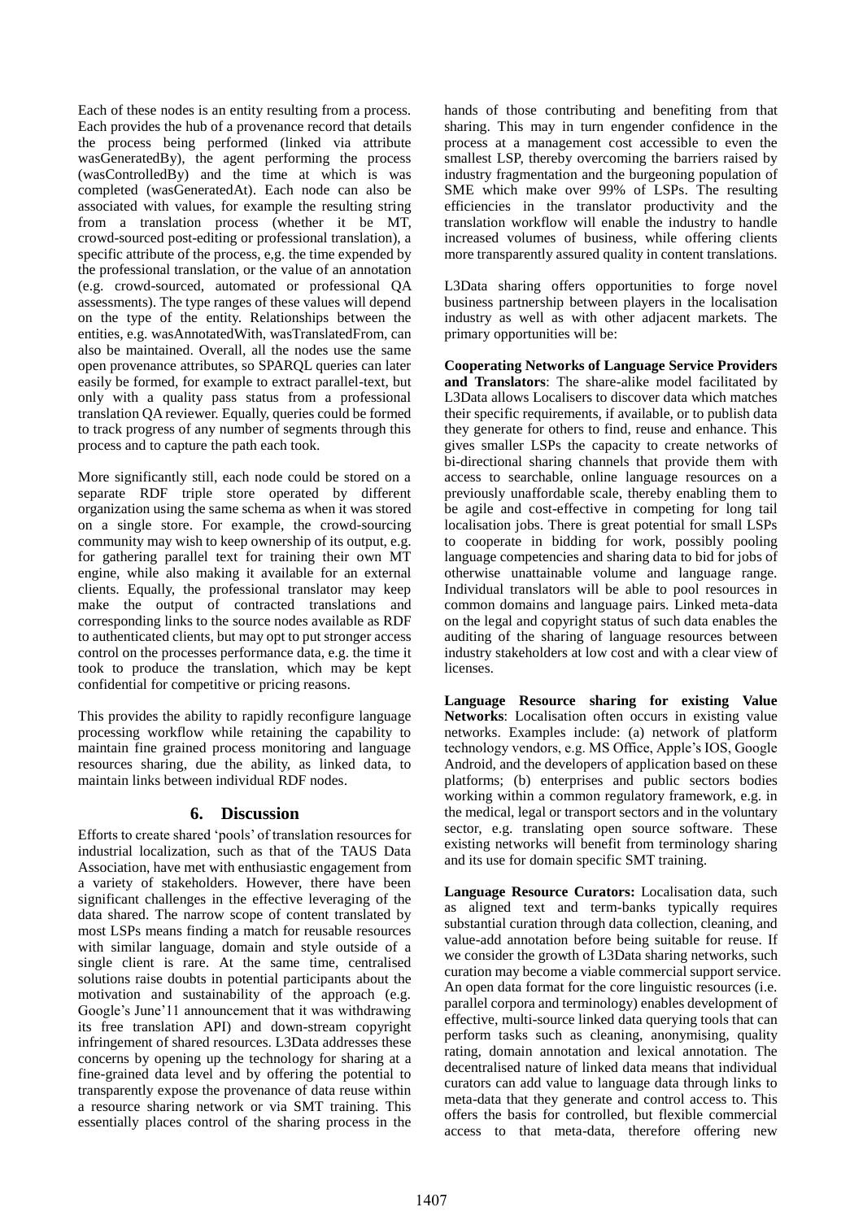Each of these nodes is an entity resulting from a process. Each provides the hub of a provenance record that details the process being performed (linked via attribute wasGeneratedBy), the agent performing the process (wasControlledBy) and the time at which is was completed (wasGeneratedAt). Each node can also be associated with values, for example the resulting string from a translation process (whether it be MT, crowd-sourced post-editing or professional translation), a specific attribute of the process, e,g. the time expended by the professional translation, or the value of an annotation (e.g. crowd-sourced, automated or professional QA assessments). The type ranges of these values will depend on the type of the entity. Relationships between the entities, e.g. wasAnnotatedWith, wasTranslatedFrom, can also be maintained. Overall, all the nodes use the same open provenance attributes, so SPARQL queries can later easily be formed, for example to extract parallel-text, but only with a quality pass status from a professional translation QA reviewer. Equally, queries could be formed to track progress of any number of segments through this process and to capture the path each took.

More significantly still, each node could be stored on a separate RDF triple store operated by different organization using the same schema as when it was stored on a single store. For example, the crowd-sourcing community may wish to keep ownership of its output, e.g. for gathering parallel text for training their own MT engine, while also making it available for an external clients. Equally, the professional translator may keep make the output of contracted translations and corresponding links to the source nodes available as RDF to authenticated clients, but may opt to put stronger access control on the processes performance data, e.g. the time it took to produce the translation, which may be kept confidential for competitive or pricing reasons.

This provides the ability to rapidly reconfigure language processing workflow while retaining the capability to maintain fine grained process monitoring and language resources sharing, due the ability, as linked data, to maintain links between individual RDF nodes.

## 6. Discussion

Efforts to create shared 'pools' of translation resources for industrial localization, such as that of the TAUS Data Association, have met with enthusiastic engagement from a variety of stakeholders. However, there have been significant challenges in the effective leveraging of the data shared. The narrow scope of content translated by most LSPs means finding a match for reusable resources with similar language, domain and style outside of a single client is rare. At the same time, centralised solutions raise doubts in potential participants about the motivation and sustainability of the approach (e.g. Google's June'11 announcement that it was withdrawing its free translation API) and down-stream copyright infringement of shared resources. L3Data addresses these concerns by opening up the technology for sharing at a fine-grained data level and by offering the potential to transparently expose the provenance of data reuse within a resource sharing network or via SMT training. This essentially places control of the sharing process in the hands of those contributing and benefiting from that sharing. This may in turn engender confidence in the process at a management cost accessible to even the smallest LSP, thereby overcoming the barriers raised by industry fragmentation and the burgeoning population of SME which make over 99% of LSPs. The resulting efficiencies in the translator productivity and the translation workflow will enable the industry to handle increased volumes of business, while offering clients more transparently assured quality in content translations.

L3Data sharing offers opportunities to forge novel business partnership between players in the localisation industry as well as with other adjacent markets. The primary opportunities will be:

**Cooperating Networks of Language Service Providers and Translators**: The share-alike model facilitated by L3Data allows Localisers to discover data which matches their specific requirements, if available, or to publish data they generate for others to find, reuse and enhance. This gives smaller LSPs the capacity to create networks of bi-directional sharing channels that provide them with access to searchable, online language resources on a previously unaffordable scale, thereby enabling them to be agile and cost-effective in competing for long tail localisation jobs. There is great potential for small LSPs to cooperate in bidding for work, possibly pooling language competencies and sharing data to bid for jobs of otherwise unattainable volume and language range. Individual translators will be able to pool resources in common domains and language pairs. Linked meta-data on the legal and copyright status of such data enables the auditing of the sharing of language resources between industry stakeholders at low cost and with a clear view of licenses.

**Language Resource sharing for existing Value Networks**: Localisation often occurs in existing value networks. Examples include: (a) network of platform technology vendors, e.g. MS Office, Apple's IOS, Google Android, and the developers of application based on these platforms; (b) enterprises and public sectors bodies working within a common regulatory framework, e.g. in the medical, legal or transport sectors and in the voluntary sector, e.g. translating open source software. These existing networks will benefit from terminology sharing and its use for domain specific SMT training.

**Language Resource Curators:** Localisation data, such as aligned text and term-banks typically requires substantial curation through data collection, cleaning, and value-add annotation before being suitable for reuse. If we consider the growth of L3Data sharing networks, such curation may become a viable commercial support service. An open data format for the core linguistic resources (i.e. parallel corpora and terminology) enables development of effective, multi-source linked data querying tools that can perform tasks such as cleaning, anonymising, quality rating, domain annotation and lexical annotation. The decentralised nature of linked data means that individual curators can add value to language data through links to meta-data that they generate and control access to. This offers the basis for controlled, but flexible commercial access to that meta-data, therefore offering new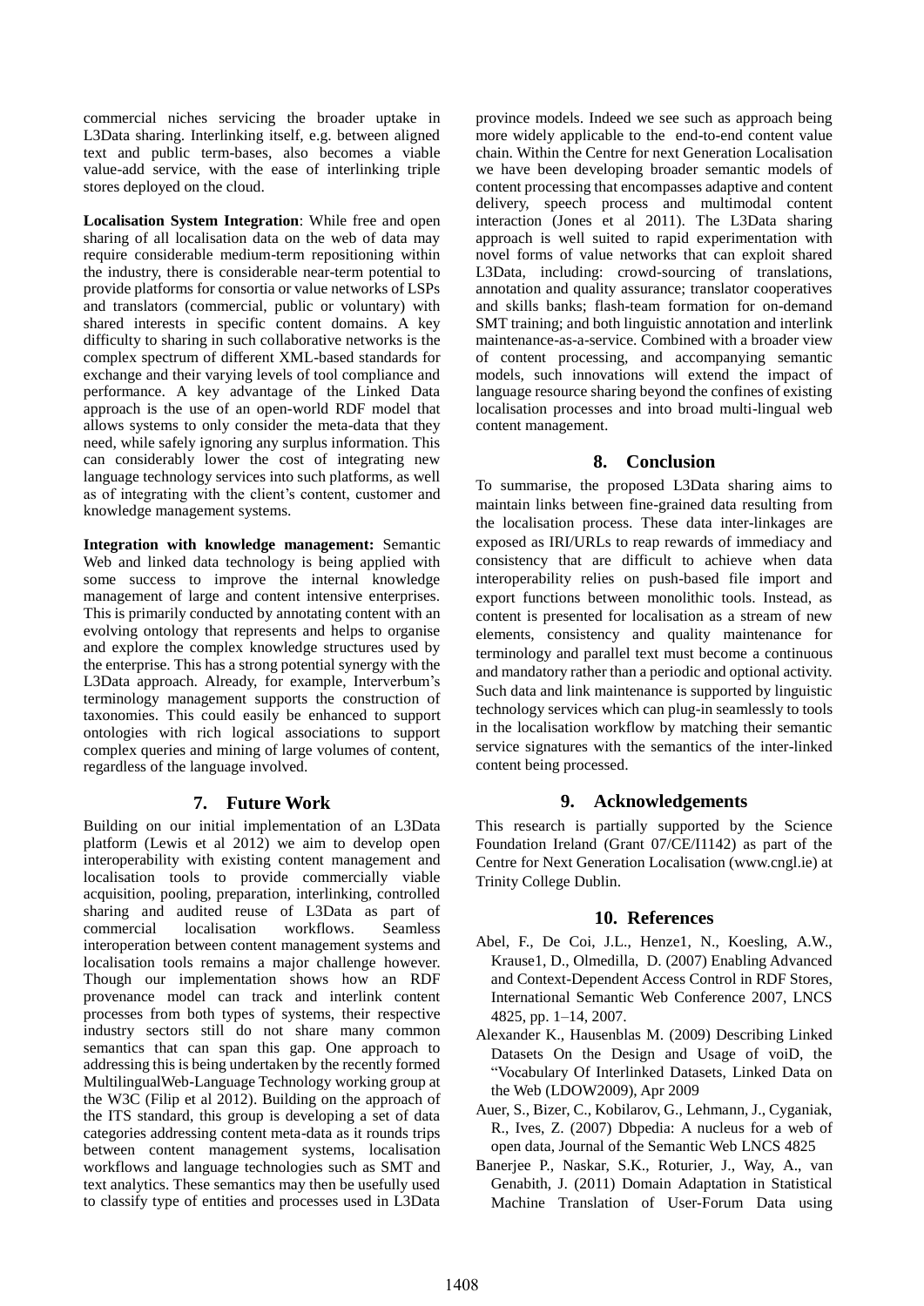commercial niches servicing the broader uptake in L3Data sharing. Interlinking itself, e.g. between aligned text and public term-bases, also becomes a viable value-add service, with the ease of interlinking triple stores deployed on the cloud.

**Localisation System Integration**: While free and open sharing of all localisation data on the web of data may require considerable medium-term repositioning within the industry, there is considerable near-term potential to provide platforms for consortia or value networks of LSPs and translators (commercial, public or voluntary) with shared interests in specific content domains. A key difficulty to sharing in such collaborative networks is the complex spectrum of different XML-based standards for exchange and their varying levels of tool compliance and performance. A key advantage of the Linked Data approach is the use of an open-world RDF model that allows systems to only consider the meta-data that they need, while safely ignoring any surplus information. This can considerably lower the cost of integrating new language technology services into such platforms, as well as of integrating with the client's content, customer and knowledge management systems.

**Integration with knowledge management:** Semantic Web and linked data technology is being applied with some success to improve the internal knowledge management of large and content intensive enterprises. This is primarily conducted by annotating content with an evolving ontology that represents and helps to organise and explore the complex knowledge structures used by the enterprise. This has a strong potential synergy with the L3Data approach. Already, for example, Interverbum's terminology management supports the construction of taxonomies. This could easily be enhanced to support ontologies with rich logical associations to support complex queries and mining of large volumes of content, regardless of the language involved.

## 7. Future Work

Building on our initial implementation of an L3Data platform (Lewis et al 2012) we aim to develop open interoperability with existing content management and localisation tools to provide commercially viable acquisition, pooling, preparation, interlinking, controlled sharing and audited reuse of L3Data as part of commercial localisation workflows. Seamless interoperation between content management systems and localisation tools remains a major challenge however. Though our implementation shows how an RDF provenance model can track and interlink content processes from both types of systems, their respective industry sectors still do not share many common semantics that can span this gap. One approach to addressing this is being undertaken by the recently formed MultilingualWeb-Language Technology working group at the W3C (Filip et al 2012). Building on the approach of the ITS standard, this group is developing a set of data categories addressing content meta-data as it rounds trips between content management systems, localisation workflows and language technologies such as SMT and text analytics. These semantics may then be usefully used to classify type of entities and processes used in L3Data province models. Indeed we see such as approach being more widely applicable to the end-to-end content value chain. Within the Centre for next Generation Localisation we have been developing broader semantic models of content processing that encompasses adaptive and content delivery, speech process and multimodal content interaction (Jones et al 2011). The L3Data sharing approach is well suited to rapid experimentation with novel forms of value networks that can exploit shared L3Data, including: crowd-sourcing of translations, annotation and quality assurance; translator cooperatives and skills banks; flash-team formation for on-demand SMT training; and both linguistic annotation and interlink maintenance-as-a-service. Combined with a broader view of content processing, and accompanying semantic models, such innovations will extend the impact of language resource sharing beyond the confines of existing localisation processes and into broad multi-lingual web content management.

## 8. Conclusion

To summarise, the proposed L3Data sharing aims to maintain links between fine-grained data resulting from the localisation process. These data inter-linkages are exposed as IRI/URLs to reap rewards of immediacy and consistency that are difficult to achieve when data interoperability relies on push-based file import and export functions between monolithic tools. Instead, as content is presented for localisation as a stream of new elements, consistency and quality maintenance for terminology and parallel text must become a continuous and mandatory rather than a periodic and optional activity. Such data and link maintenance is supported by linguistic technology services which can plug-in seamlessly to tools in the localisation workflow by matching their semantic service signatures with the semantics of the inter-linked content being processed.

## 9. Acknowledgements

This research is partially supported by the Science Foundation Ireland (Grant 07/CE/I1142) as part of the Centre for Next Generation Localisation (www.cngl.ie) at Trinity College Dublin.

## 10. References

Abel, F., De Coi, J.L., Henze1, N., Koesling, A.W., Krause1, D., Olmedilla, D. (2007) Enabling Advanced and Context-Dependent Access Control in RDF Stores, International Semantic Web Conference 2007, LNCS 4825, pp. 1–14, 2007.

Alexander K., Hausenblas M. (2009) Describing Linked Datasets On the Design and Usage of voiD, the "Vocabulary Of Interlinked Datasets, Linked Data on the Web (LDOW2009), Apr 2009

Auer, S., Bizer, C., Kobilarov, G., Lehmann, J., Cyganiak, R., Ives, Z. (2007) Dbpedia: A nucleus for a web of open data, Journal of the Semantic Web LNCS 4825

Banerjee P., Naskar, S.K., Roturier, J., Way, A., van Genabith, J. (2011) Domain Adaptation in Statistical Machine Translation of User-Forum Data using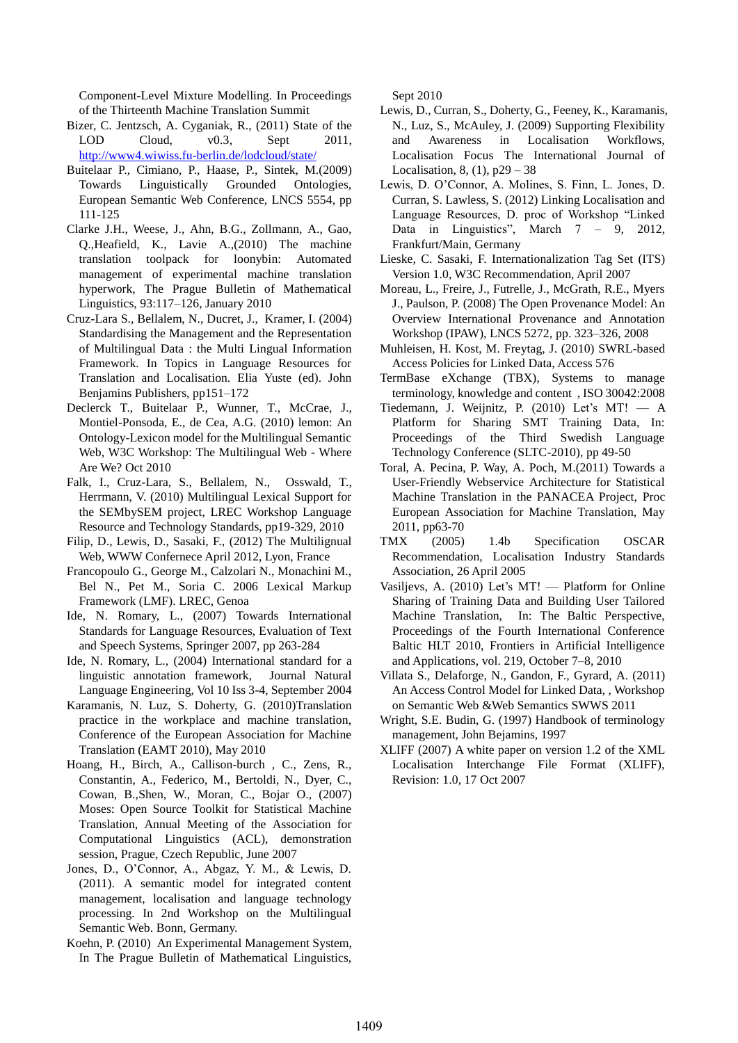Component-Level Mixture Modelling. In Proceedings of the Thirteenth Machine Translation Summit

Bizer, C. Jentzsch, A. Cyganiak, R., (2011) State of the LOD Cloud, v0.3, Sept 2011, http://www4.wiwiss.fu-berlin.de/lodcloud/state/

Buitelaar P., Cimiano, P., Haase, P., Sintek, M.(2009) Towards Linguistically Grounded Ontologies, European Semantic Web Conference, LNCS 5554, pp 111-125

Clarke J.H., Weese, J., Ahn, B.G., Zollmann, A., Gao, Q.,Heafield, K., Lavie A.,(2010) The machine translation toolpack for loonybin: Automated management of experimental machine translation hyperwork, The Prague Bulletin of Mathematical Linguistics, 93:117–126, January 2010

Cruz-Lara S., Bellalem, N., Ducret, J., Kramer, I. (2004) Standardising the Management and the Representation of Multilingual Data : the Multi Lingual Information Framework. In Topics in Language Resources for Translation and Localisation. Elia Yuste (ed). John Benjamins Publishers, pp151–172

Declerck T., Buitelaar P., Wunner, T., McCrae, J., Montiel-Ponsoda, E., de Cea, A.G. (2010) lemon: An Ontology-Lexicon model for the Multilingual Semantic Web, W3C Workshop: The Multilingual Web - Where Are We? Oct 2010

Falk, I., Cruz-Lara, S., Bellalem, N., Osswald, T., Herrmann, V. (2010) Multilingual Lexical Support for the SEMbySEM project, LREC Workshop Language Resource and Technology Standards, pp19-329, 2010

Filip, D., Lewis, D., Sasaki, F., (2012) The Multilignual Web, WWW Confernece April 2012, Lyon, France

Francopoulo G., George M., Calzolari N., Monachini M., Bel N., Pet M., Soria C. 2006 Lexical Markup Framework (LMF). LREC, Genoa

Ide, N. Romary, L., (2007) Towards International Standards for Language Resources, Evaluation of Text and Speech Systems, Springer 2007, pp 263-284

Ide, N. Romary, L., (2004) International standard for a linguistic annotation framework, Journal Natural Language Engineering, Vol 10 Iss 3-4, September 2004

Karamanis, N. Luz, S. Doherty, G. (2010)Translation practice in the workplace and machine translation, Conference of the European Association for Machine Translation (EAMT 2010), May 2010

Hoang, H., Birch, A., Callison-burch , C., Zens, R., Constantin, A., Federico, M., Bertoldi, N., Dyer, C., Cowan, B.,Shen, W., Moran, C., Bojar O., (2007) Moses: Open Source Toolkit for Statistical Machine Translation, Annual Meeting of the Association for Computational Linguistics (ACL), demonstration session, Prague, Czech Republic, June 2007

Jones, D., O'Connor, A., Abgaz, Y. M., & Lewis, D. (2011). A semantic model for integrated content management, localisation and language technology processing. In 2nd Workshop on the Multilingual Semantic Web. Bonn, Germany.

Koehn, P. (2010) An Experimental Management System, In The Prague Bulletin of Mathematical Linguistics, Sept 2010

Lewis, D., Curran, S., Doherty, G., Feeney, K., Karamanis, N., Luz, S., McAuley, J. (2009) Supporting Flexibility and Awareness in Localisation Workflows, Localisation Focus The International Journal of Localisation, 8, (1), p29 – 38

Lewis, D. O'Connor, A. Molines, S. Finn, L. Jones, D. Curran, S. Lawless, S. (2012) Linking Localisation and Language Resources, D. proc of Workshop "Linked Data in Linguistics", March 7 – 9, 2012, Frankfurt/Main, Germany

Lieske, C. Sasaki, F. Internationalization Tag Set (ITS) Version 1.0, W3C Recommendation, April 2007

Moreau, L., Freire, J., Futrelle, J., McGrath, R.E., Myers J., Paulson, P. (2008) The Open Provenance Model: An Overview International Provenance and Annotation Workshop (IPAW), LNCS 5272, pp. 323–326, 2008

Muhleisen, H. Kost, M. Freytag, J. (2010) SWRL-based Access Policies for Linked Data, Access 576

TermBase eXchange (TBX), Systems to manage terminology, knowledge and content , ISO 30042:2008

Tiedemann, J. Weijnitz, P. (2010) Let's MT! — A Platform for Sharing SMT Training Data, In: Proceedings of the Third Swedish Language Technology Conference (SLTC-2010), pp 49-50

Toral, A. Pecina, P. Way, A. Poch, M.(2011) Towards a User-Friendly Webservice Architecture for Statistical Machine Translation in the PANACEA Project, Proc European Association for Machine Translation, May 2011, pp63-70

TMX (2005) 1.4b Specification OSCAR Recommendation, Localisation Industry Standards Association, 26 April 2005

Vasiljevs, A. (2010) Let's MT! — Platform for Online Sharing of Training Data and Building User Tailored Machine Translation, In: The Baltic Perspective, Proceedings of the Fourth International Conference Baltic HLT 2010, Frontiers in Artificial Intelligence and Applications, vol. 219, October 7–8, 2010

Villata S., Delaforge, N., Gandon, F., Gyrard, A. (2011) An Access Control Model for Linked Data, , Workshop on Semantic Web &Web Semantics SWWS 2011

Wright, S.E. Budin, G. (1997) Handbook of terminology management, John Bejamins, 1997

XLIFF (2007) A white paper on version 1.2 of the XML Localisation Interchange File Format (XLIFF), Revision: 1.0, 17 Oct 2007